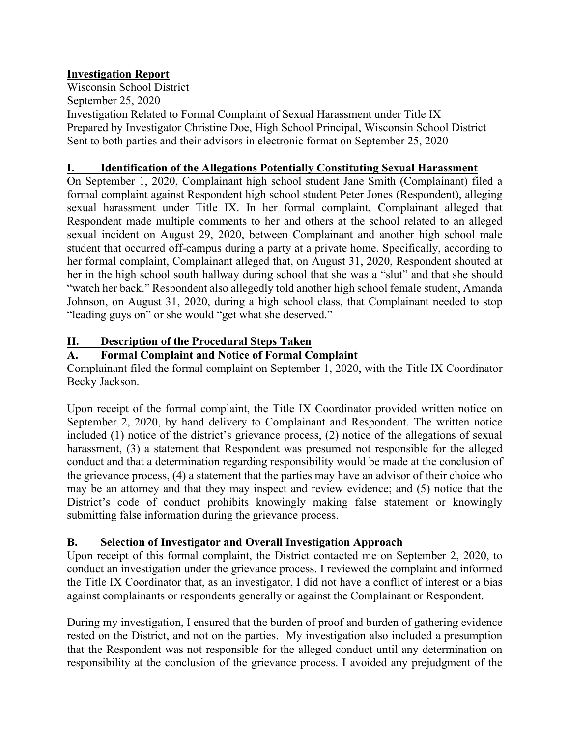**Investigation Report**

Wisconsin School District
September 25, 2020
Investigation Related to Formal Complaint of Sexual Harassment under Title IX
Prepared by Investigator Christine Doe, High School Principal, Wisconsin School District
Sent to both parties and their advisors in electronic format on September 25, 2020

## I. Identification of the Allegations Potentially Constituting Sexual Harassment

On September 1, 2020, Complainant high school student Jane Smith (Complainant) filed a formal complaint against Respondent high school student Peter Jones (Respondent), alleging sexual harassment under Title IX. In her formal complaint, Complainant alleged that Respondent made multiple comments to her and others at the school related to an alleged sexual incident on August 29, 2020, between Complainant and another high school male student that occurred off-campus during a party at a private home. Specifically, according to her formal complaint, Complainant alleged that, on August 31, 2020, Respondent shouted at her in the high school south hallway during school that she was a "slut" and that she should "watch her back." Respondent also allegedly told another high school female student, Amanda Johnson, on August 31, 2020, during a high school class, that Complainant needed to stop "leading guys on" or she would "get what she deserved."

## II. Description of the Procedural Steps Taken

### A. Formal Complaint and Notice of Formal Complaint

Complainant filed the formal complaint on September 1, 2020, with the Title IX Coordinator Becky Jackson.

Upon receipt of the formal complaint, the Title IX Coordinator provided written notice on September 2, 2020, by hand delivery to Complainant and Respondent. The written notice included (1) notice of the district's grievance process, (2) notice of the allegations of sexual harassment, (3) a statement that Respondent was presumed not responsible for the alleged conduct and that a determination regarding responsibility would be made at the conclusion of the grievance process, (4) a statement that the parties may have an advisor of their choice who may be an attorney and that they may inspect and review evidence; and (5) notice that the District's code of conduct prohibits knowingly making false statement or knowingly submitting false information during the grievance process.

### B. Selection of Investigator and Overall Investigation Approach

Upon receipt of this formal complaint, the District contacted me on September 2, 2020, to conduct an investigation under the grievance process. I reviewed the complaint and informed the Title IX Coordinator that, as an investigator, I did not have a conflict of interest or a bias against complainants or respondents generally or against the Complainant or Respondent.

During my investigation, I ensured that the burden of proof and burden of gathering evidence rested on the District, and not on the parties. My investigation also included a presumption that the Respondent was not responsible for the alleged conduct until any determination on responsibility at the conclusion of the grievance process. I avoided any prejudgment of the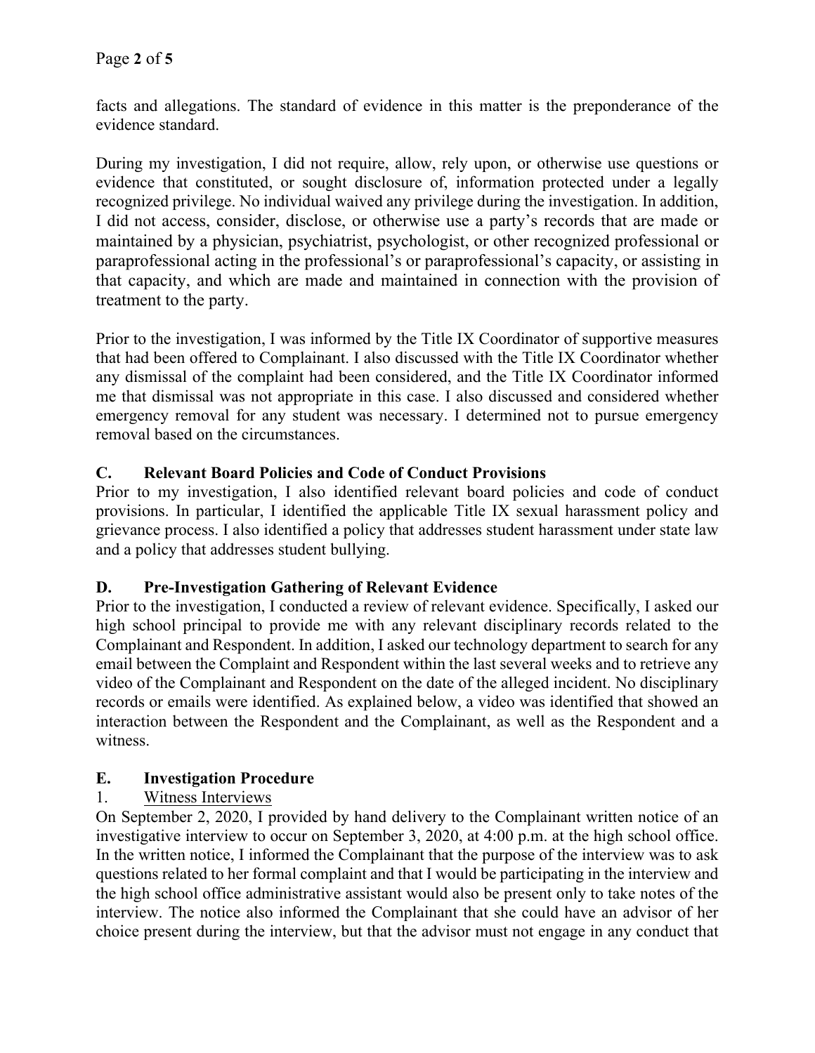facts and allegations. The standard of evidence in this matter is the preponderance of the evidence standard.

During my investigation, I did not require, allow, rely upon, or otherwise use questions or evidence that constituted, or sought disclosure of, information protected under a legally recognized privilege. No individual waived any privilege during the investigation. In addition, I did not access, consider, disclose, or otherwise use a party's records that are made or maintained by a physician, psychiatrist, psychologist, or other recognized professional or paraprofessional acting in the professional's or paraprofessional's capacity, or assisting in that capacity, and which are made and maintained in connection with the provision of treatment to the party.

Prior to the investigation, I was informed by the Title IX Coordinator of supportive measures that had been offered to Complainant. I also discussed with the Title IX Coordinator whether any dismissal of the complaint had been considered, and the Title IX Coordinator informed me that dismissal was not appropriate in this case. I also discussed and considered whether emergency removal for any student was necessary. I determined not to pursue emergency removal based on the circumstances.

## C. Relevant Board Policies and Code of Conduct Provisions

Prior to my investigation, I also identified relevant board policies and code of conduct provisions. In particular, I identified the applicable Title IX sexual harassment policy and grievance process. I also identified a policy that addresses student harassment under state law and a policy that addresses student bullying.

## D. Pre-Investigation Gathering of Relevant Evidence

Prior to the investigation, I conducted a review of relevant evidence. Specifically, I asked our high school principal to provide me with any relevant disciplinary records related to the Complainant and Respondent. In addition, I asked our technology department to search for any email between the Complaint and Respondent within the last several weeks and to retrieve any video of the Complainant and Respondent on the date of the alleged incident. No disciplinary records or emails were identified. As explained below, a video was identified that showed an interaction between the Respondent and the Complainant, as well as the Respondent and a witness.

## E. Investigation Procedure

### 1. Witness Interviews

On September 2, 2020, I provided by hand delivery to the Complainant written notice of an investigative interview to occur on September 3, 2020, at 4:00 p.m. at the high school office. In the written notice, I informed the Complainant that the purpose of the interview was to ask questions related to her formal complaint and that I would be participating in the interview and the high school office administrative assistant would also be present only to take notes of the interview. The notice also informed the Complainant that she could have an advisor of her choice present during the interview, but that the advisor must not engage in any conduct that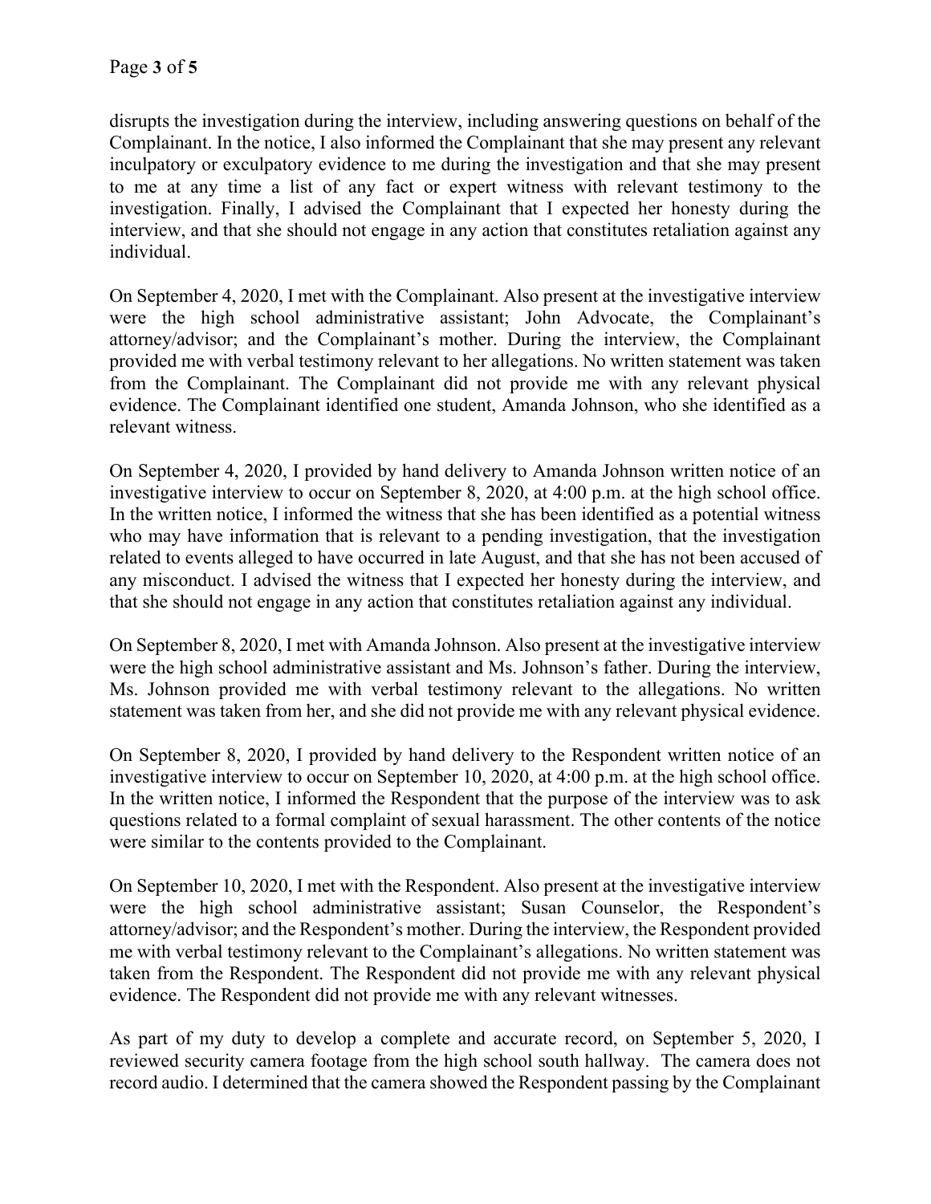disrupts the investigation during the interview, including answering questions on behalf of the Complainant. In the notice, I also informed the Complainant that she may present any relevant inculpatory or exculpatory evidence to me during the investigation and that she may present to me at any time a list of any fact or expert witness with relevant testimony to the investigation. Finally, I advised the Complainant that I expected her honesty during the interview, and that she should not engage in any action that constitutes retaliation against any individual.

On September 4, 2020, I met with the Complainant. Also present at the investigative interview were the high school administrative assistant; John Advocate, the Complainant's attorney/advisor; and the Complainant's mother. During the interview, the Complainant provided me with verbal testimony relevant to her allegations. No written statement was taken from the Complainant. The Complainant did not provide me with any relevant physical evidence. The Complainant identified one student, Amanda Johnson, who she identified as a relevant witness.

On September 4, 2020, I provided by hand delivery to Amanda Johnson written notice of an investigative interview to occur on September 8, 2020, at 4:00 p.m. at the high school office. In the written notice, I informed the witness that she has been identified as a potential witness who may have information that is relevant to a pending investigation, that the investigation related to events alleged to have occurred in late August, and that she has not been accused of any misconduct. I advised the witness that I expected her honesty during the interview, and that she should not engage in any action that constitutes retaliation against any individual.

On September 8, 2020, I met with Amanda Johnson. Also present at the investigative interview were the high school administrative assistant and Ms. Johnson's father. During the interview, Ms. Johnson provided me with verbal testimony relevant to the allegations. No written statement was taken from her, and she did not provide me with any relevant physical evidence.

On September 8, 2020, I provided by hand delivery to the Respondent written notice of an investigative interview to occur on September 10, 2020, at 4:00 p.m. at the high school office. In the written notice, I informed the Respondent that the purpose of the interview was to ask questions related to a formal complaint of sexual harassment. The other contents of the notice were similar to the contents provided to the Complainant.

On September 10, 2020, I met with the Respondent. Also present at the investigative interview were the high school administrative assistant; Susan Counselor, the Respondent's attorney/advisor; and the Respondent's mother. During the interview, the Respondent provided me with verbal testimony relevant to the Complainant's allegations. No written statement was taken from the Respondent. The Respondent did not provide me with any relevant physical evidence. The Respondent did not provide me with any relevant witnesses.

As part of my duty to develop a complete and accurate record, on September 5, 2020, I reviewed security camera footage from the high school south hallway. The camera does not record audio. I determined that the camera showed the Respondent passing by the Complainant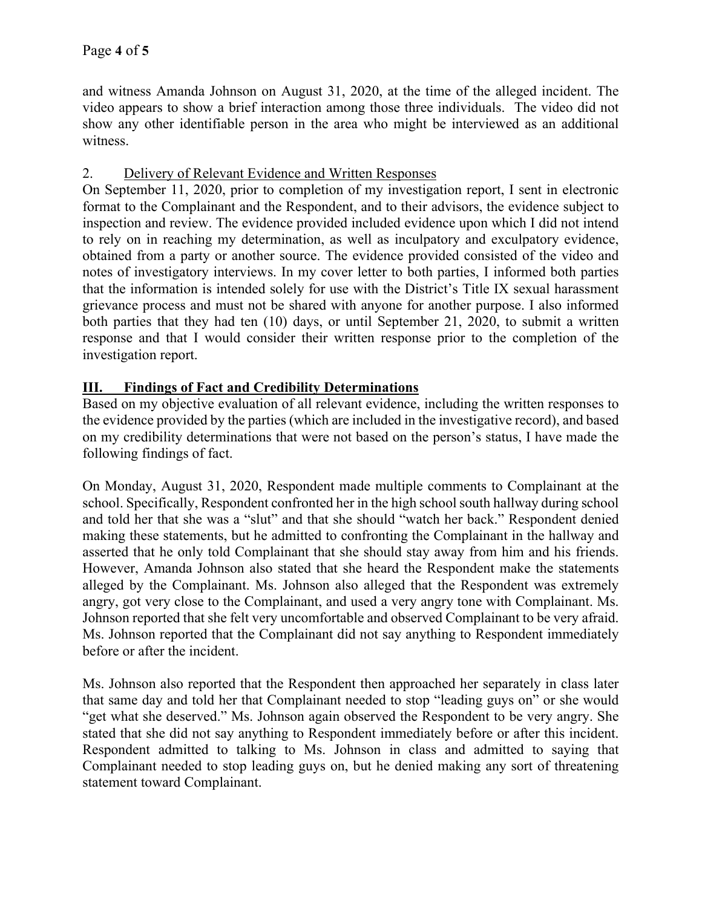and witness Amanda Johnson on August 31, 2020, at the time of the alleged incident. The video appears to show a brief interaction among those three individuals. The video did not show any other identifiable person in the area who might be interviewed as an additional witness.

2. Delivery of Relevant Evidence and Written Responses

On September 11, 2020, prior to completion of my investigation report, I sent in electronic format to the Complainant and the Respondent, and to their advisors, the evidence subject to inspection and review. The evidence provided included evidence upon which I did not intend to rely on in reaching my determination, as well as inculpatory and exculpatory evidence, obtained from a party or another source. The evidence provided consisted of the video and notes of investigatory interviews. In my cover letter to both parties, I informed both parties that the information is intended solely for use with the District's Title IX sexual harassment grievance process and must not be shared with anyone for another purpose. I also informed both parties that they had ten (10) days, or until September 21, 2020, to submit a written response and that I would consider their written response prior to the completion of the investigation report.

## III. Findings of Fact and Credibility Determinations

Based on my objective evaluation of all relevant evidence, including the written responses to the evidence provided by the parties (which are included in the investigative record), and based on my credibility determinations that were not based on the person's status, I have made the following findings of fact.

On Monday, August 31, 2020, Respondent made multiple comments to Complainant at the school. Specifically, Respondent confronted her in the high school south hallway during school and told her that she was a "slut" and that she should "watch her back." Respondent denied making these statements, but he admitted to confronting the Complainant in the hallway and asserted that he only told Complainant that she should stay away from him and his friends. However, Amanda Johnson also stated that she heard the Respondent make the statements alleged by the Complainant. Ms. Johnson also alleged that the Respondent was extremely angry, got very close to the Complainant, and used a very angry tone with Complainant. Ms. Johnson reported that she felt very uncomfortable and observed Complainant to be very afraid. Ms. Johnson reported that the Complainant did not say anything to Respondent immediately before or after the incident.

Ms. Johnson also reported that the Respondent then approached her separately in class later that same day and told her that Complainant needed to stop "leading guys on" or she would "get what she deserved." Ms. Johnson again observed the Respondent to be very angry. She stated that she did not say anything to Respondent immediately before or after this incident. Respondent admitted to talking to Ms. Johnson in class and admitted to saying that Complainant needed to stop leading guys on, but he denied making any sort of threatening statement toward Complainant.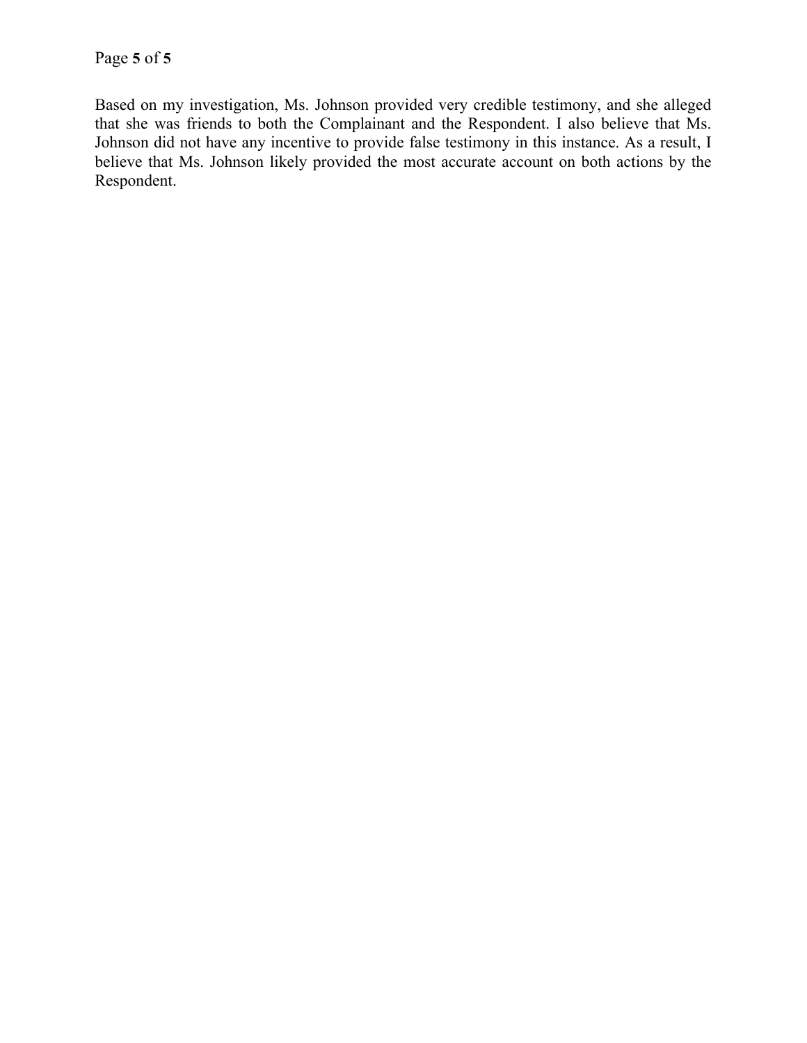Based on my investigation, Ms. Johnson provided very credible testimony, and she alleged that she was friends to both the Complainant and the Respondent. I also believe that Ms. Johnson did not have any incentive to provide false testimony in this instance. As a result, I believe that Ms. Johnson likely provided the most accurate account on both actions by the Respondent.